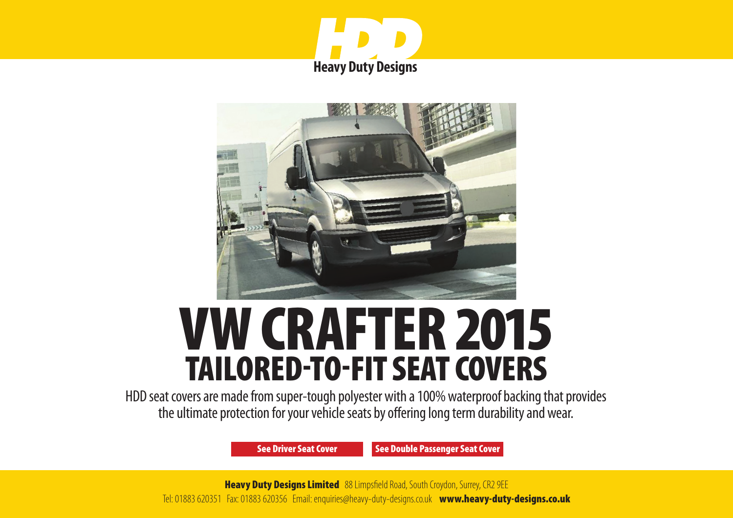HDD

**Heavy Duty Designs**

# VW CRAFTER 2015

## TAILORED-TO-FIT SEAT COVERS

HDD seat covers are made from super-tough polyester with a 100% waterproof backing that provides the ultimate protection for your vehicle seats by offering long term durability and wear.

**See Driver Seat Cover** **See Double Passenger Seat Cover**

**Heavy Duty Designs Limited** 88 Limpsfield Road, South Croydon, Surrey, CR2 9EE

Tel: 01883 620351 Fax: 01883 620356 Email: enquiries@heavy-duty-designs.co.uk **www.heavy-duty-designs.co.uk**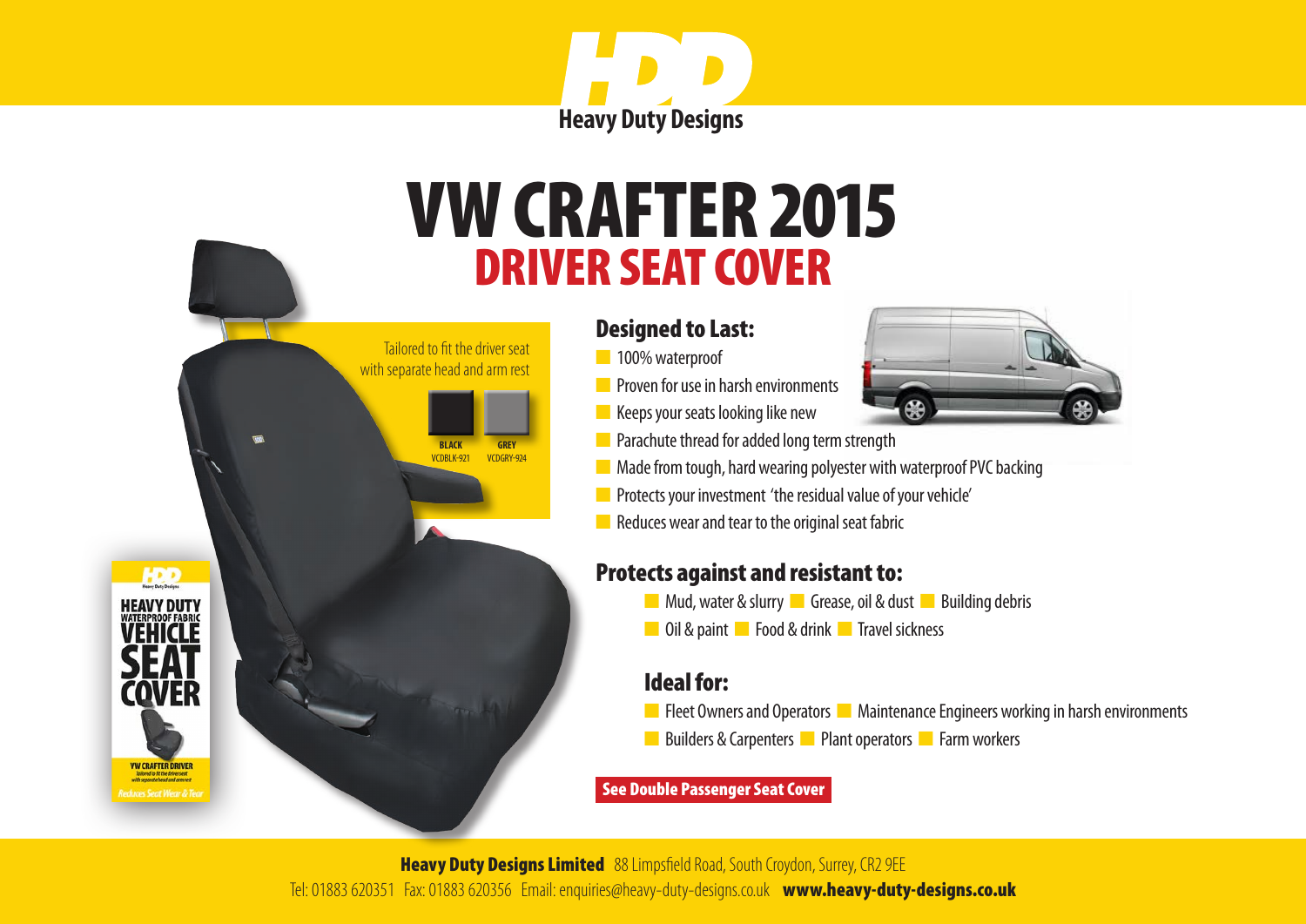HDD

**Heavy Duty Designs**

# VW CRAFTER 2015

## DRIVER SEAT COVER

Tailored to fit the driver seat with separate head and arm rest

| BLACK | GREY |
| --- | --- |
| VCDBLK-921 | VCDGRY-924 |

### Designed to Last:

- 100% waterproof
- Proven for use in harsh environments
- Keeps your seats looking like new
- Parachute thread for added long term strength
- Made from tough, hard wearing polyester with waterproof PVC backing
- Protects your investment 'the residual value of your vehicle'
- Reduces wear and tear to the original seat fabric

### Protects against and resistant to:

- Mud, water & slurry
- Grease, oil & dust
- Building debris
- Oil & paint
- Food & drink
- Travel sickness

### Ideal for:

- Fleet Owners and Operators
- Maintenance Engineers working in harsh environments
- Builders & Carpenters
- Plant operators
- Farm workers

**See Double Passenger Seat Cover**

**Heavy Duty Designs Limited** 88 Limpsfield Road, South Croydon, Surrey, CR2 9EE

Tel: 01883 620351 Fax: 01883 620356 Email: enquiries@heavy-duty-designs.co.uk **www.heavy-duty-designs.co.uk**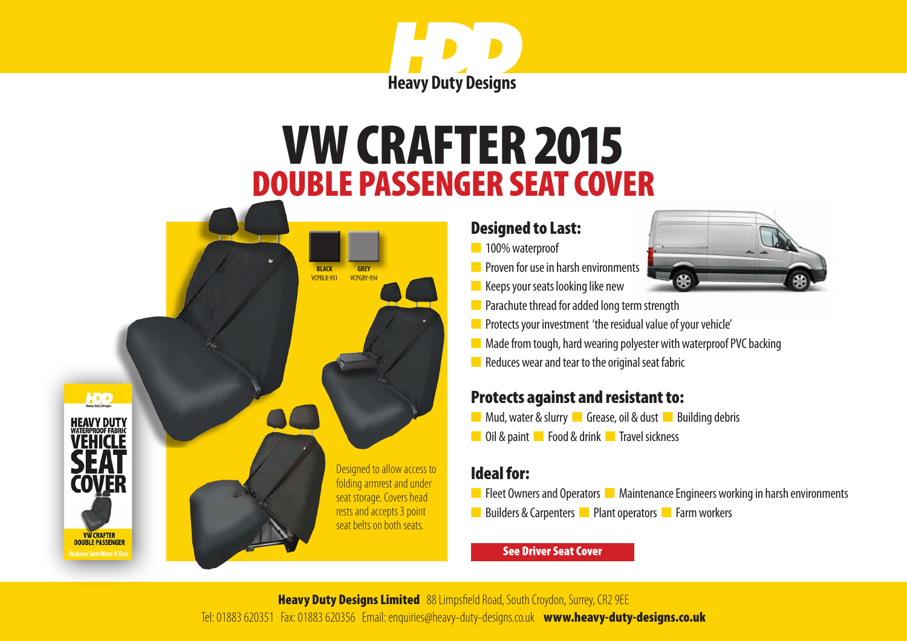HDD

Heavy Duty Designs

# VW CRAFTER 2015

## DOUBLE PASSENGER SEAT COVER

BLACK
VCPBLK-931

GREY
VCPGRY-934

HEAVY DUTY
WATERPROOF FABRIC
VEHICLE
SEAT
COVER

VW CRAFTER
DOUBLE PASSENGER
*Reduces Seat Wear & Tear*

Designed to allow access to folding armrest and under seat storage. Covers head rests and accepts 3 point seat belts on both seats.

### Designed to Last:

- 100% waterproof
- Proven for use in harsh environments
- Keeps your seats looking like new
- Parachute thread for added long term strength
- Protects your investment 'the residual value of your vehicle'
- Made from tough, hard wearing polyester with waterproof PVC backing
- Reduces wear and tear to the original seat fabric

### Protects against and resistant to:

- Mud, water & slurry
- Grease, oil & dust
- Building debris
- Oil & paint
- Food & drink
- Travel sickness

### Ideal for:

- Fleet Owners and Operators
- Maintenance Engineers working in harsh environments
- Builders & Carpenters
- Plant operators
- Farm workers

**See Driver Seat Cover**

**Heavy Duty Designs Limited** 88 Limpsfield Road, South Croydon, Surrey, CR2 9EE
Tel: 01883 620351 Fax: 01883 620356 Email: enquiries@heavy-duty-designs.co.uk **www.heavy-duty-designs.co.uk**